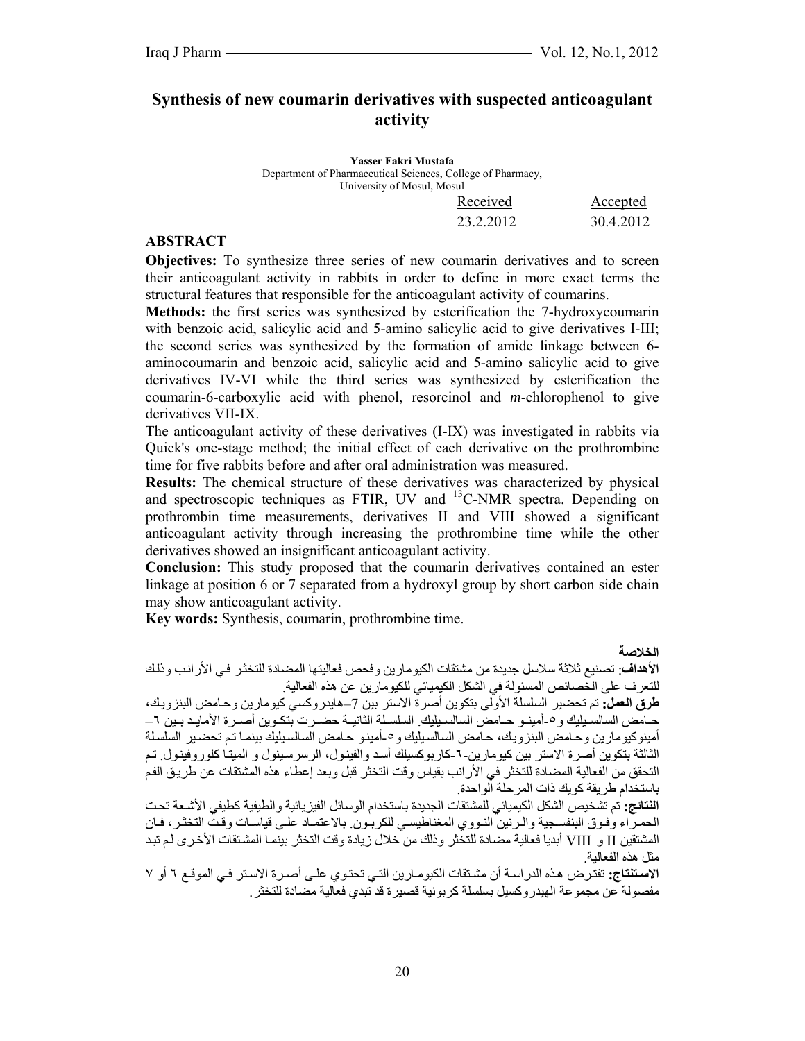# Synthesis of new coumarin derivatives with suspected anticoagulant activity

**Yasser Fakri Mustafa**
Department of Pharmaceutical Sciences, College of Pharmacy,
University of Mosul, Mosul

| Received | Accepted |
| --- | --- |
| 23.2.2012 | 30.4.2012 |

## ABSTRACT

**Objectives:** To synthesize three series of new coumarin derivatives and to screen their anticoagulant activity in rabbits in order to define in more exact terms the structural features that responsible for the anticoagulant activity of coumarins.

**Methods:** the first series was synthesized by esterification the 7-hydroxycoumarin with benzoic acid, salicylic acid and 5-amino salicylic acid to give derivatives I-III; the second series was synthesized by the formation of amide linkage between 6-aminocoumarin and benzoic acid, salicylic acid and 5-amino salicylic acid to give derivatives IV-VI while the third series was synthesized by esterification the coumarin-6-carboxylic acid with phenol, resorcinol and *m*-chlorophenol to give derivatives VII-IX.

The anticoagulant activity of these derivatives (I-IX) was investigated in rabbits via Quick's one-stage method; the initial effect of each derivative on the prothrombine time for five rabbits before and after oral administration was measured.

**Results:** The chemical structure of these derivatives was characterized by physical and spectroscopic techniques as FTIR, UV and $^{13}$C-NMR spectra. Depending on prothrombin time measurements, derivatives II and VIII showed a significant anticoagulant activity through increasing the prothrombine time while the other derivatives showed an insignificant anticoagulant activity.

**Conclusion:** This study proposed that the coumarin derivatives contained an ester linkage at position 6 or 7 separated from a hydroxyl group by short carbon side chain may show anticoagulant activity.

**Key words:** Synthesis, coumarin, prothrombine time.

## الخلاصة

**الأهداف:** تصنيع ثلاثة سلاسل جديدة من مشتقات الكيومارين وفحص فعاليتها المضادة للتخثر في الأرانب وذلك للتعرف على الخصائص المسئولة في الشكل الكيميائي للكيومارين عن هذه الفعالية.

**طرق العمل:** تم تحضير السلسلة الأولى بتكوين أصرة الاستر بين 7–هايدروكسي كيومارين وحامض البنزويك، حامض السالسيليك و٥-أمينو حامض السالسيليك. السلسلة الثانية حضرت بتكوين أصرة الأمايد بين ٦–أمينوكيومارين وحامض البنزويك، حامض السالسيليك و٥-أمينو حامض السالسيليك بينما تم تحضير السلسلة الثالثة بتكوين أصرة الاستر بين كيومارين-٦-كاربوكسيلك أسد والفينول، الرسرسينول و الميتا كلوروفينول. تم التحقق من الفعالية المضادة للتخثر في الأرانب بقياس وقت التخثر قبل وبعد إعطاء هذه المشتقات عن طريق الفم باستخدام طريقة كويك ذات المرحلة الواحدة.

**النتائج:** تم تشخيص الشكل الكيميائي للمشتقات الجديدة باستخدام الوسائل الفيزيائية والطيفية كطيفي الأشعة تحت الحمراء وفوق البنفسجية والرنين النووي المغناطيسي للكربون. بالاعتماد على قياسات وقت التخثر، فان المشتقين II و VIII أبديا فعالية مضادة للتخثر وذلك من خلال زيادة وقت التخثر بينما المشتقات الأخرى لم تبد مثل هذه الفعالية.

**الاستنتاج:** تفترض هذه الدراسة أن مشتقات الكيومارين التي تحتوي على أصرة الاستر في الموقع ٦ أو ٧ مفصولة عن مجموعة الهيدروكسيل بسلسلة كربونية قصيرة قد تبدي فعالية مضادة للتخثر.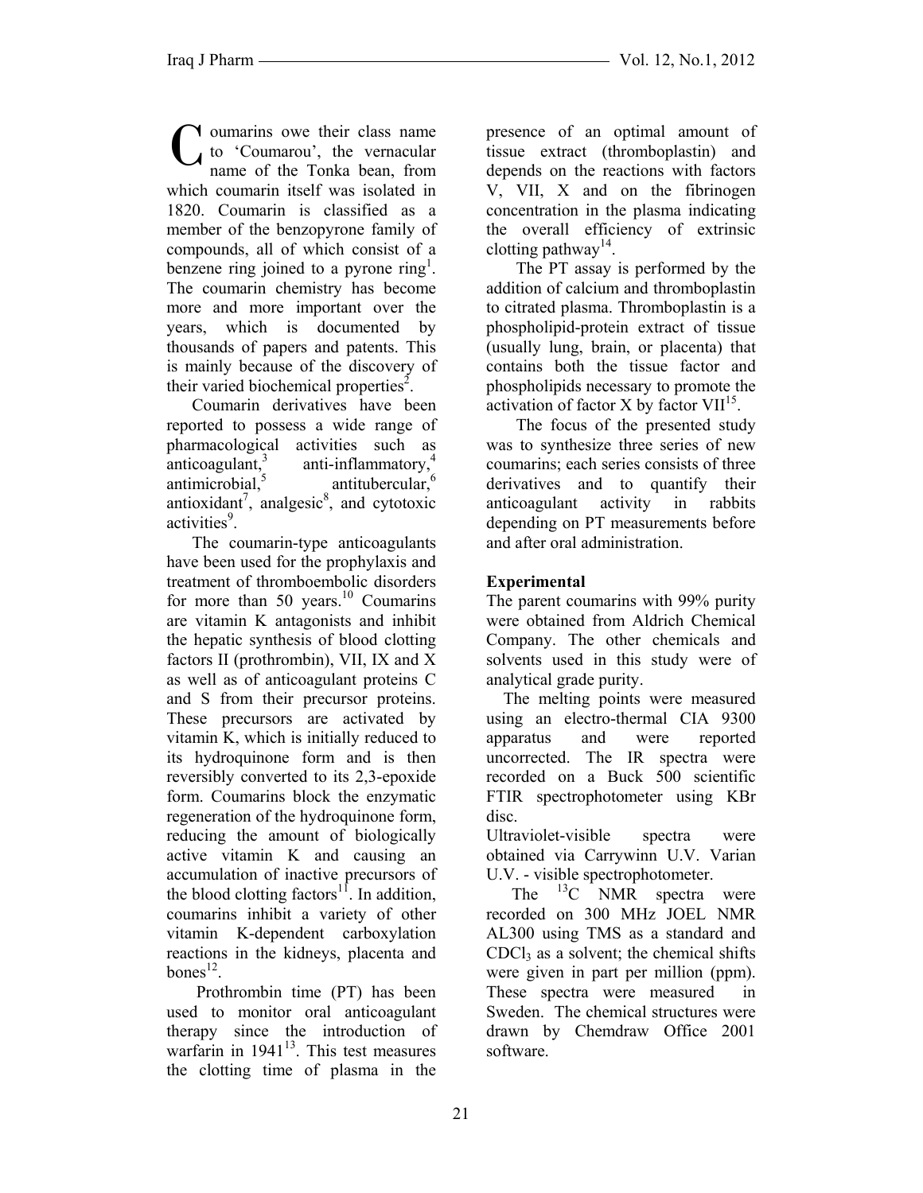Coumarins owe their class name to 'Coumarou', the vernacular name of the Tonka bean, from which coumarin itself was isolated in 1820. Coumarin is classified as a member of the benzopyrone family of compounds, all of which consist of a benzene ring joined to a pyrone ring[1]. The coumarin chemistry has become more and more important over the years, which is documented by thousands of papers and patents. This is mainly because of the discovery of their varied biochemical properties[2].

Coumarin derivatives have been reported to possess a wide range of pharmacological activities such as anticoagulant,[3] anti-inflammatory,[4] antimicrobial,[5] antitubercular,[6] antioxidant[7], analgesic[8], and cytotoxic activities[9].

The coumarin-type anticoagulants have been used for the prophylaxis and treatment of thromboembolic disorders for more than 50 years.[10] Coumarins are vitamin K antagonists and inhibit the hepatic synthesis of blood clotting factors II (prothrombin), VII, IX and X as well as of anticoagulant proteins C and S from their precursor proteins. These precursors are activated by vitamin K, which is initially reduced to its hydroquinone form and is then reversibly converted to its 2,3-epoxide form. Coumarins block the enzymatic regeneration of the hydroquinone form, reducing the amount of biologically active vitamin K and causing an accumulation of inactive precursors of the blood clotting factors[11]. In addition, coumarins inhibit a variety of other vitamin K-dependent carboxylation reactions in the kidneys, placenta and bones[12].

Prothrombin time (PT) has been used to monitor oral anticoagulant therapy since the introduction of warfarin in 1941[13]. This test measures the clotting time of plasma in the presence of an optimal amount of tissue extract (thromboplastin) and depends on the reactions with factors V, VII, X and on the fibrinogen concentration in the plasma indicating the overall efficiency of extrinsic clotting pathway[14].

The PT assay is performed by the addition of calcium and thromboplastin to citrated plasma. Thromboplastin is a phospholipid-protein extract of tissue (usually lung, brain, or placenta) that contains both the tissue factor and phospholipids necessary to promote the activation of factor X by factor VII[15].

The focus of the presented study was to synthesize three series of new coumarins; each series consists of three derivatives and to quantify their anticoagulant activity in rabbits depending on PT measurements before and after oral administration.

## Experimental

The parent coumarins with 99% purity were obtained from Aldrich Chemical Company. The other chemicals and solvents used in this study were of analytical grade purity.

The melting points were measured using an electro-thermal CIA 9300 apparatus and were reported uncorrected. The IR spectra were recorded on a Buck 500 scientific FTIR spectrophotometer using KBr disc.

Ultraviolet-visible spectra were obtained via Carrywinn U.V. Varian U.V. - visible spectrophotometer.

The $^{13}C$ NMR spectra were recorded on 300 MHz JOEL NMR AL300 using TMS as a standard and $CDCl_3$ as a solvent; the chemical shifts were given in part per million (ppm). These spectra were measured in Sweden. The chemical structures were drawn by Chemdraw Office 2001 software.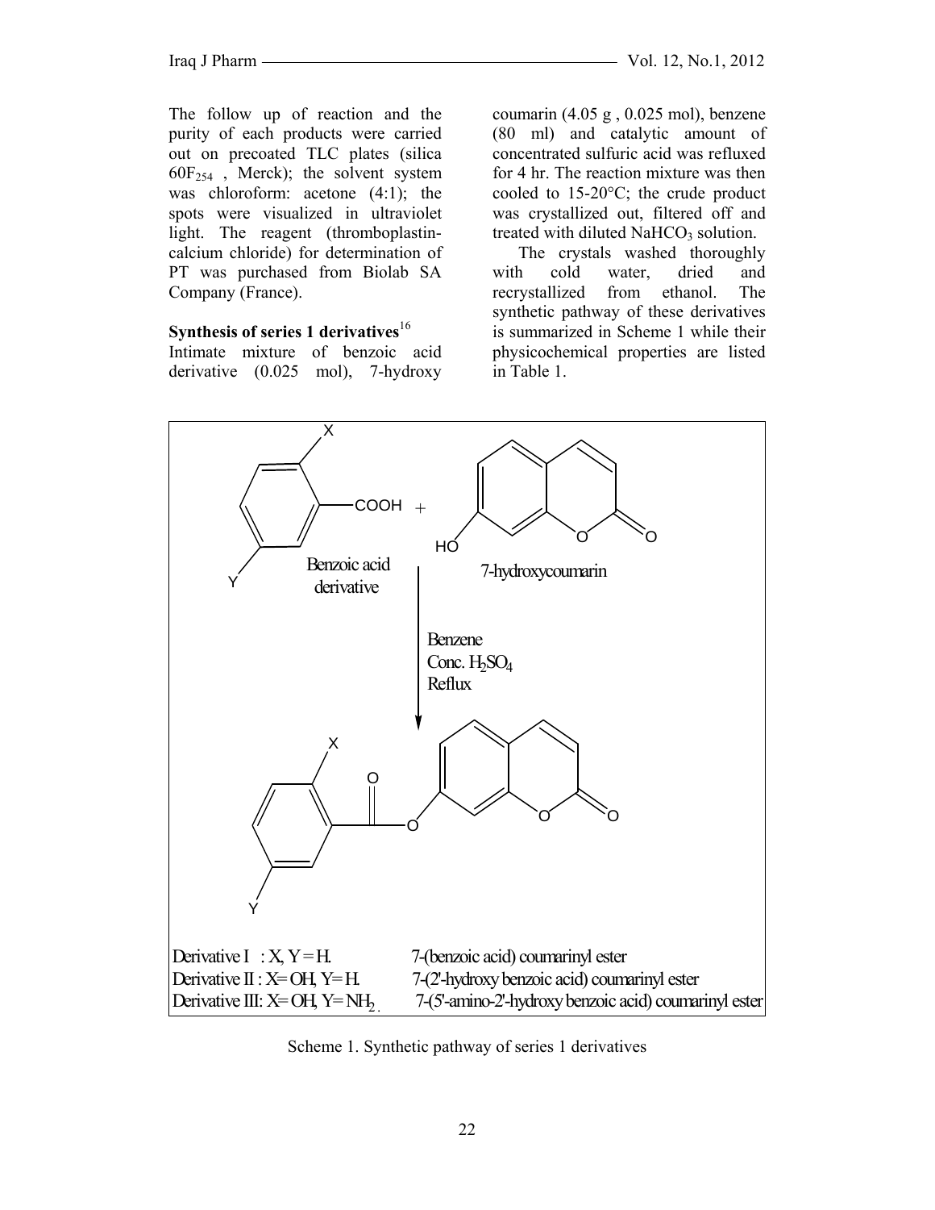The follow up of reaction and the purity of each products were carried out on precoated TLC plates (silica $60F_{254}$ , Merck); the solvent system was chloroform: acetone (4:1); the spots were visualized in ultraviolet light. The reagent (thromboplastin-calcium chloride) for determination of PT was purchased from Biolab SA Company (France).

**Synthesis of series 1 derivatives**[16]

Intimate mixture of benzoic acid derivative (0.025 mol), 7-hydroxy coumarin (4.05 g , 0.025 mol), benzene (80 ml) and catalytic amount of concentrated sulfuric acid was refluxed for 4 hr. The reaction mixture was then cooled to 15-20°C; the crude product was crystallized out, filtered off and treated with diluted $NaHCO_3$ solution.

The crystals washed thoroughly with cold water, dried and recrystallized from ethanol. The synthetic pathway of these derivatives is summarized in Scheme 1 while their physicochemical properties are listed in Table 1.

Benzoic acid derivative + 7-hydroxycoumarin → (Benzene, Conc. $H_2SO_4$, Reflux)

Derivative I : X, Y = H. 7-(benzoic acid) coumarinyl ester
Derivative II : X= OH, Y= H. 7-(2'-hydroxy benzoic acid) coumarinyl ester
Derivative III: X= OH, Y= $NH_2$ . 7-(5'-amino-2'-hydroxy benzoic acid) coumarinyl ester

Scheme 1. Synthetic pathway of series 1 derivatives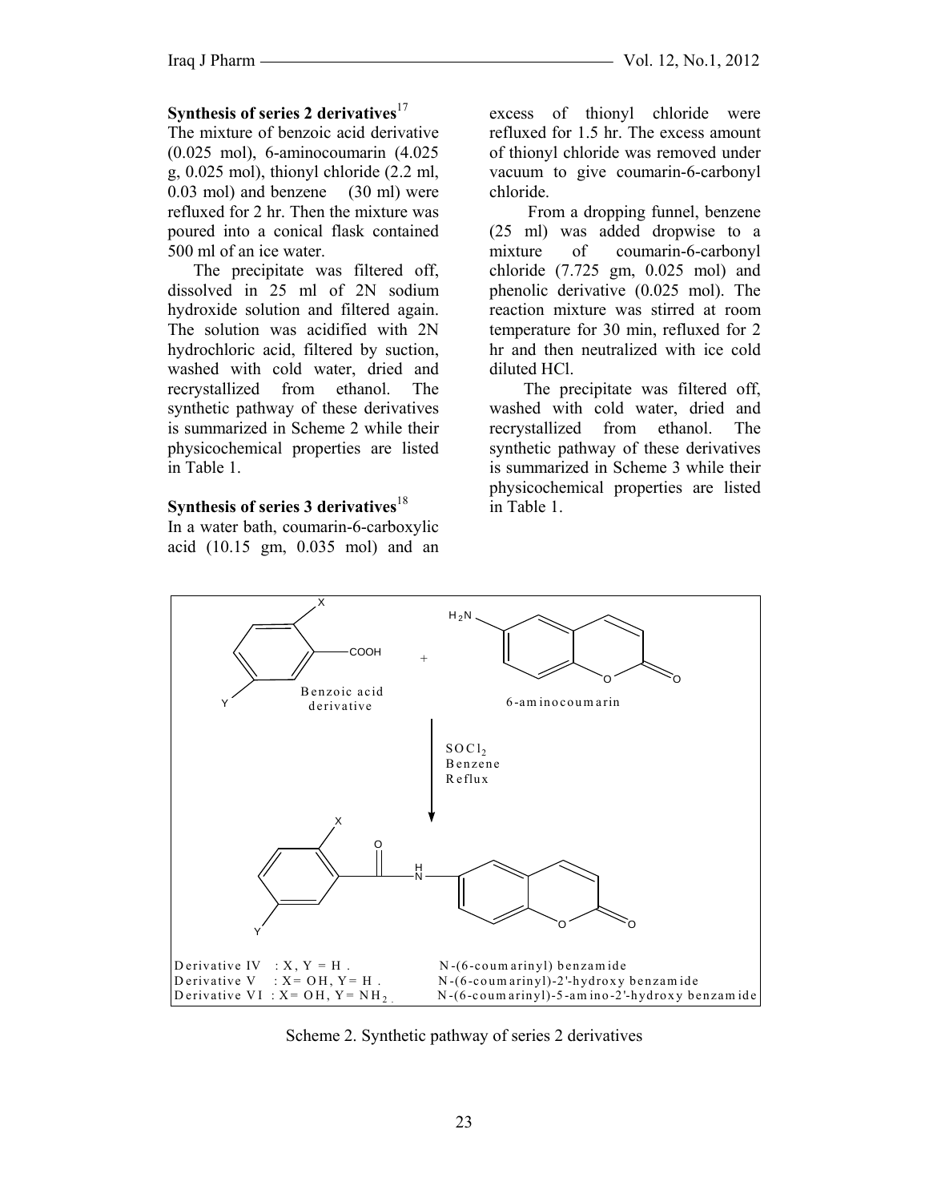### Synthesis of series 2 derivatives[17]

The mixture of benzoic acid derivative (0.025 mol), 6-aminocoumarin (4.025 g, 0.025 mol), thionyl chloride (2.2 ml, 0.03 mol) and benzene (30 ml) were refluxed for 2 hr. Then the mixture was poured into a conical flask contained 500 ml of an ice water.

The precipitate was filtered off, dissolved in 25 ml of 2N sodium hydroxide solution and filtered again. The solution was acidified with 2N hydrochloric acid, filtered by suction, washed with cold water, dried and recrystallized from ethanol. The synthetic pathway of these derivatives is summarized in Scheme 2 while their physicochemical properties are listed in Table 1.

### Synthesis of series 3 derivatives[18]

In a water bath, coumarin-6-carboxylic acid (10.15 gm, 0.035 mol) and an excess of thionyl chloride were refluxed for 1.5 hr. The excess amount of thionyl chloride was removed under vacuum to give coumarin-6-carbonyl chloride.

From a dropping funnel, benzene (25 ml) was added dropwise to a mixture of coumarin-6-carbonyl chloride (7.725 gm, 0.025 mol) and phenolic derivative (0.025 mol). The reaction mixture was stirred at room temperature for 30 min, refluxed for 2 hr and then neutralized with ice cold diluted HCl.

The precipitate was filtered off, washed with cold water, dried and recrystallized from ethanol. The synthetic pathway of these derivatives is summarized in Scheme 3 while their physicochemical properties are listed in Table 1.

Benzoic acid derivative + 6-aminocoumarin → ($SOCl_2$, Benzene, Reflux)

Derivative IV : X, Y = H . N-(6-coumarinyl) benzamide
Derivative V : X= OH, Y= H . N-(6-coumarinyl)-2'-hydroxy benzamide
Derivative VI : X= OH, Y= $NH_2$ . N-(6-coumarinyl)-5-amino-2'-hydroxy benzamide

Scheme 2. Synthetic pathway of series 2 derivatives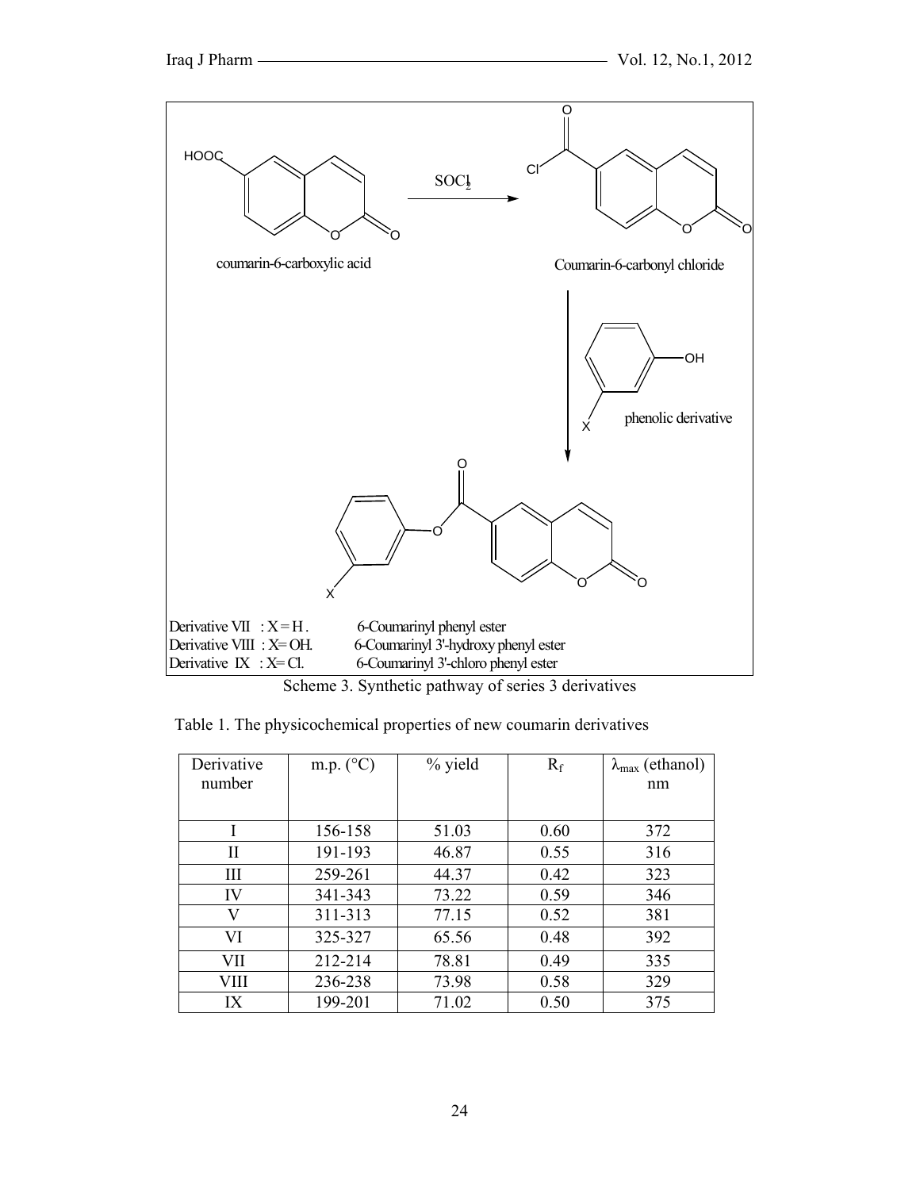coumarin-6-carboxylic acid $\xrightarrow{SOCl_2}$ Coumarin-6-carbonyl chloride

phenolic derivative

Derivative VII : X = H . 6-Coumarinyl phenyl ester
Derivative VIII : X= OH. 6-Coumarinyl 3'-hydroxy phenyl ester
Derivative IX : X= Cl. 6-Coumarinyl 3'-chloro phenyl ester

Scheme 3. Synthetic pathway of series 3 derivatives

Table 1. The physicochemical properties of new coumarin derivatives

| Derivative number | m.p. (°C) | % yield | $R_f$ | $\lambda_{max}$ (ethanol) nm |
|---|---|---|---|---|
| I | 156-158 | 51.03 | 0.60 | 372 |
| II | 191-193 | 46.87 | 0.55 | 316 |
| III | 259-261 | 44.37 | 0.42 | 323 |
| IV | 341-343 | 73.22 | 0.59 | 346 |
| V | 311-313 | 77.15 | 0.52 | 381 |
| VI | 325-327 | 65.56 | 0.48 | 392 |
| VII | 212-214 | 78.81 | 0.49 | 335 |
| VIII | 236-238 | 73.98 | 0.58 | 329 |
| IX | 199-201 | 71.02 | 0.50 | 375 |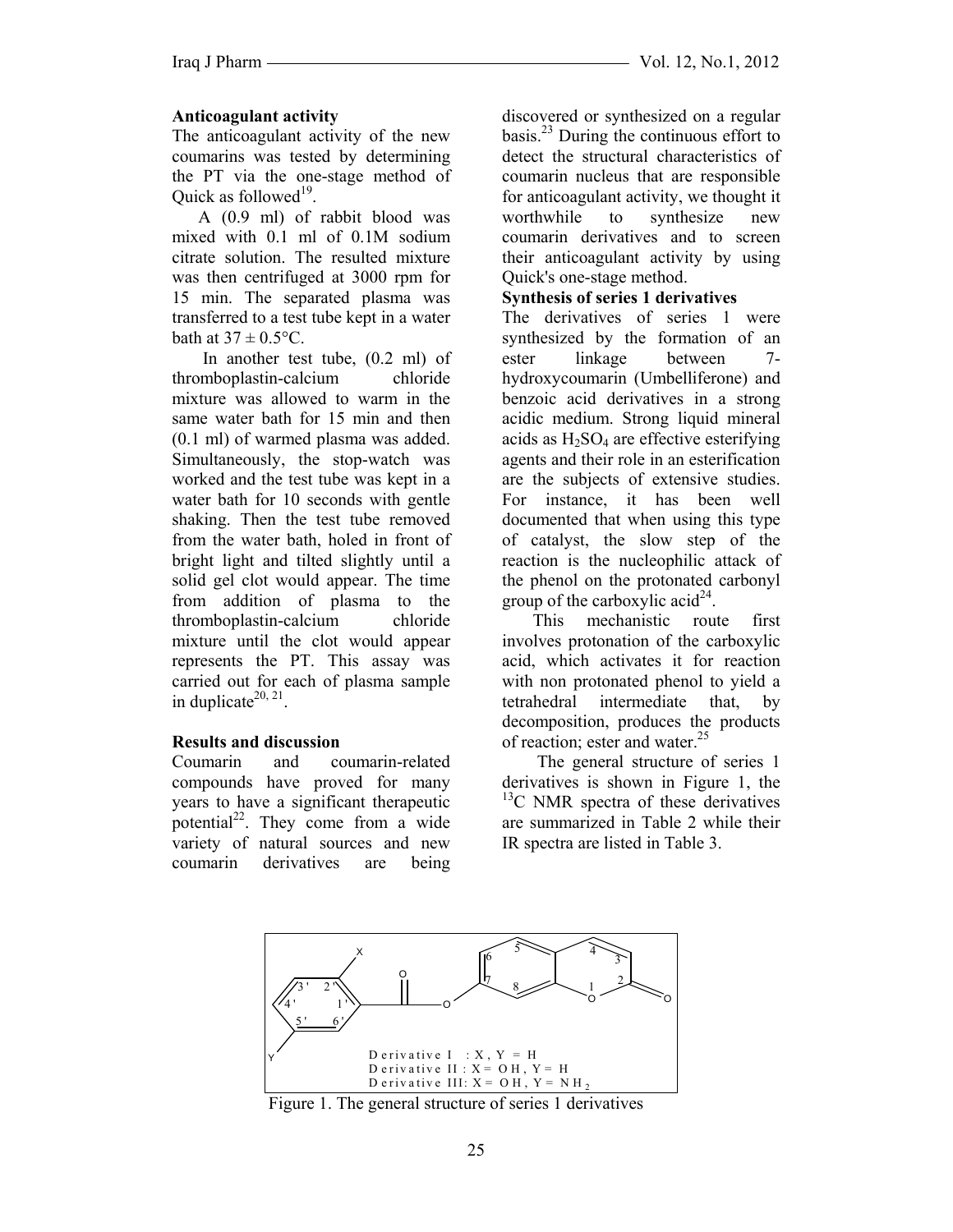**Anticoagulant activity**

The anticoagulant activity of the new coumarins was tested by determining the PT via the one-stage method of Quick as followed[19].

A (0.9 ml) of rabbit blood was mixed with 0.1 ml of 0.1M sodium citrate solution. The resulted mixture was then centrifuged at 3000 rpm for 15 min. The separated plasma was transferred to a test tube kept in a water bath at 37 ± 0.5°C.

In another test tube, (0.2 ml) of thromboplastin-calcium chloride mixture was allowed to warm in the same water bath for 15 min and then (0.1 ml) of warmed plasma was added. Simultaneously, the stop-watch was worked and the test tube was kept in a water bath for 10 seconds with gentle shaking. Then the test tube removed from the water bath, holed in front of bright light and tilted slightly until a solid gel clot would appear. The time from addition of plasma to the thromboplastin-calcium chloride mixture until the clot would appear represents the PT. This assay was carried out for each of plasma sample in duplicate[20, 21].

**Results and discussion**

Coumarin and coumarin-related compounds have proved for many years to have a significant therapeutic potential[22]. They come from a wide variety of natural sources and new coumarin derivatives are being discovered or synthesized on a regular basis.[23] During the continuous effort to detect the structural characteristics of coumarin nucleus that are responsible for anticoagulant activity, we thought it worthwhile to synthesize new coumarin derivatives and to screen their anticoagulant activity by using Quick's one-stage method.

**Synthesis of series 1 derivatives**

The derivatives of series 1 were synthesized by the formation of an ester linkage between 7-hydroxycoumarin (Umbelliferone) and benzoic acid derivatives in a strong acidic medium. Strong liquid mineral acids as $H_2SO_4$ are effective esterifying agents and their role in an esterification are the subjects of extensive studies. For instance, it has been well documented that when using this type of catalyst, the slow step of the reaction is the nucleophilic attack of the phenol on the protonated carbonyl group of the carboxylic acid[24].

This mechanistic route first involves protonation of the carboxylic acid, which activates it for reaction with non protonated phenol to yield a tetrahedral intermediate that, by decomposition, produces the products of reaction; ester and water.[25]

The general structure of series 1 derivatives is shown in Figure 1, the $^{13}C$ NMR spectra of these derivatives are summarized in Table 2 while their IR spectra are listed in Table 3.

Derivative I : X, Y = H
Derivative II : X = OH, Y = H
Derivative III: X = OH, Y = $NH_2$

Figure 1. The general structure of series 1 derivatives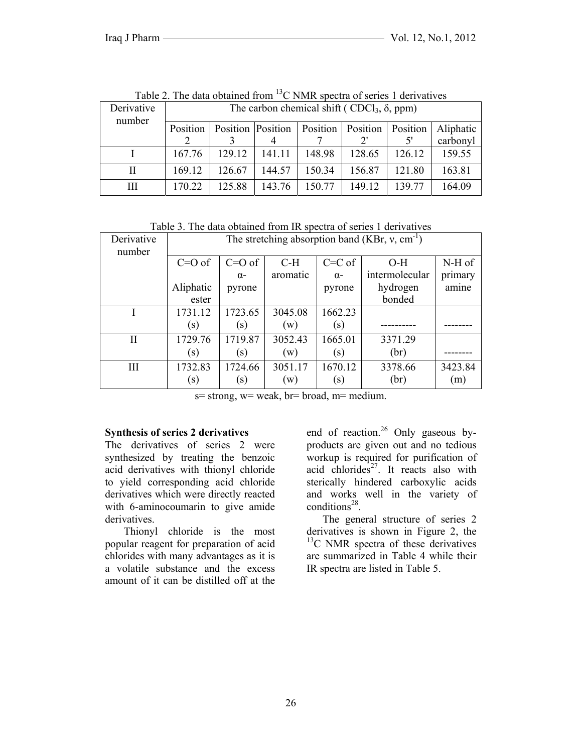Table 2. The data obtained from $^{13}C$ NMR spectra of series 1 derivatives

| Derivative number | The carbon chemical shift ( $CDCl_3$, δ, ppm) | | | | | | |
|---|---|---|---|---|---|---|---|
| | Position 2 | Position 3 | Position 4 | Position 7 | Position 2' | Position 5' | Aliphatic carbonyl |
| I | 167.76 | 129.12 | 141.11 | 148.98 | 128.65 | 126.12 | 159.55 |
| II | 169.12 | 126.67 | 144.57 | 150.34 | 156.87 | 121.80 | 163.81 |
| III | 170.22 | 125.88 | 143.76 | 150.77 | 149.12 | 139.77 | 164.09 |

Table 3. The data obtained from IR spectra of series 1 derivatives

| Derivative number | The stretching absorption band (KBr, ν, $cm^{-1}$) | | | | | |
|---|---|---|---|---|---|---|
| | C=O of Aliphatic ester | C=O of α-pyrone | C-H aromatic | C=C of α-pyrone | O-H intermolecular hydrogen bonded | N-H of primary amine |
| I | 1731.12 (s) | 1723.65 (s) | 3045.08 (w) | 1662.23 (s) | ---------- | -------- |
| II | 1729.76 (s) | 1719.87 (s) | 3052.43 (w) | 1665.01 (s) | 3371.29 (br) | -------- |
| III | 1732.83 (s) | 1724.66 (s) | 3051.17 (w) | 1670.12 (s) | 3378.66 (br) | 3423.84 (m) |

s= strong, w= weak, br= broad, m= medium.

**Synthesis of series 2 derivatives**

The derivatives of series 2 were synthesized by treating the benzoic acid derivatives with thionyl chloride to yield corresponding acid chloride derivatives which were directly reacted with 6-aminocoumarin to give amide derivatives.

Thionyl chloride is the most popular reagent for preparation of acid chlorides with many advantages as it is a volatile substance and the excess amount of it can be distilled off at the end of reaction.[26] Only gaseous by-products are given out and no tedious workup is required for purification of acid chlorides[27]. It reacts also with sterically hindered carboxylic acids and works well in the variety of conditions[28].

The general structure of series 2 derivatives is shown in Figure 2, the $^{13}C$ NMR spectra of these derivatives are summarized in Table 4 while their IR spectra are listed in Table 5.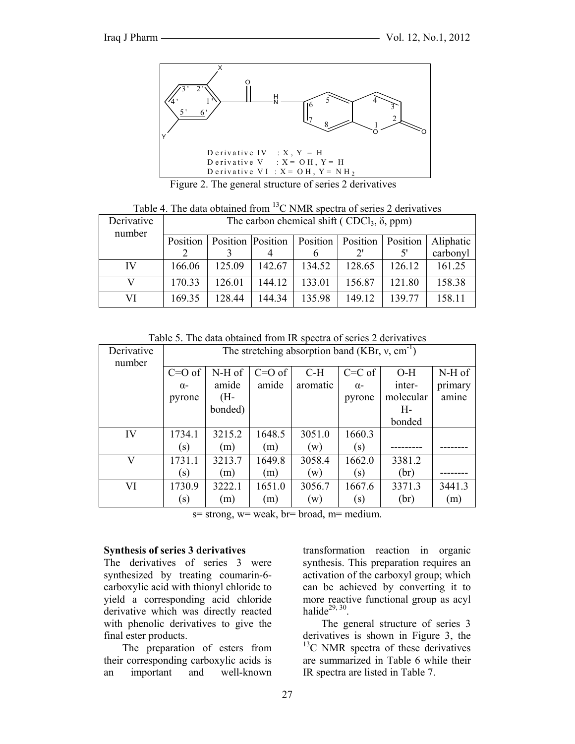Derivative IV : X, Y = H
Derivative V : X = OH, Y = H
Derivative VI : X = OH, Y = $NH_2$

Figure 2. The general structure of series 2 derivatives

Table 4. The data obtained from $^{13}C$ NMR spectra of series 2 derivatives

| Derivative number | The carbon chemical shift ( $CDCl_3$, δ, ppm) | | | | | | |
|---|---|---|---|---|---|---|---|
| | Position 2 | Position 3 | Position 4 | Position 6 | Position 2' | Position 5' | Aliphatic carbonyl |
| IV | 166.06 | 125.09 | 142.67 | 134.52 | 128.65 | 126.12 | 161.25 |
| V | 170.33 | 126.01 | 144.12 | 133.01 | 156.87 | 121.80 | 158.38 |
| VI | 169.35 | 128.44 | 144.34 | 135.98 | 149.12 | 139.77 | 158.11 |

Table 5. The data obtained from IR spectra of series 2 derivatives

| Derivative number | The stretching absorption band (KBr, ν, $cm^{-1}$) | | | | | | |
|---|---|---|---|---|---|---|---|
| | C=O of α-pyrone | N-H of amide (H-bonded) | C=O of amide | C-H aromatic | C=C of α-pyrone | O-H inter-molecular H-bonded | N-H of primary amine |
| IV | 1734.1 (s) | 3215.2 (m) | 1648.5 (m) | 3051.0 (w) | 1660.3 (s) | --------- | -------- |
| V | 1731.1 (s) | 3213.7 (m) | 1649.8 (m) | 3058.4 (w) | 1662.0 (s) | 3381.2 (br) | -------- |
| VI | 1730.9 (s) | 3222.1 (m) | 1651.0 (m) | 3056.7 (w) | 1667.6 (s) | 3371.3 (br) | 3441.3 (m) |

s= strong, w= weak, br= broad, m= medium.

**Synthesis of series 3 derivatives**

The derivatives of series 3 were synthesized by treating coumarin-6-carboxylic acid with thionyl chloride to yield a corresponding acid chloride derivative which was directly reacted with phenolic derivatives to give the final ester products.

The preparation of esters from their corresponding carboxylic acids is an important and well-known transformation reaction in organic synthesis. This preparation requires an activation of the carboxyl group; which can be achieved by converting it to more reactive functional group as acyl halide[29, 30].

The general structure of series 3 derivatives is shown in Figure 3, the $^{13}C$ NMR spectra of these derivatives are summarized in Table 6 while their IR spectra are listed in Table 7.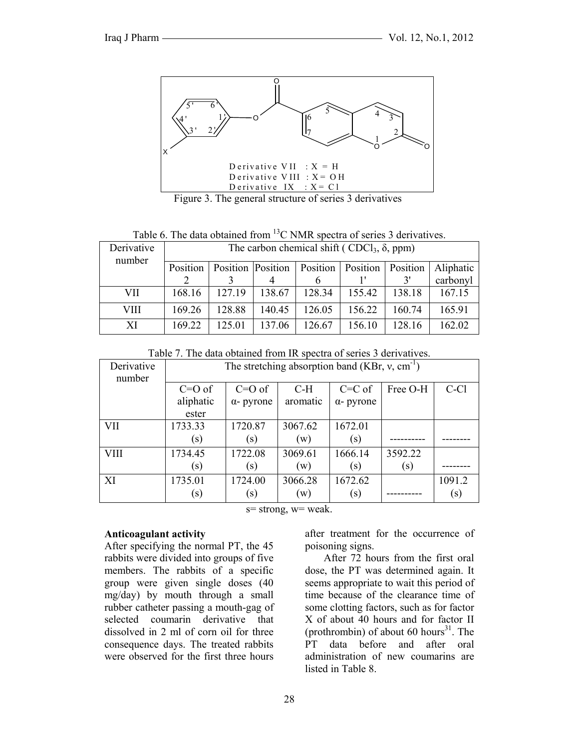Derivative VII : X = H
Derivative VIII : X = OH
Derivative IX : X = Cl

Figure 3. The general structure of series 3 derivatives

Table 6. The data obtained from $^{13}C$ NMR spectra of series 3 derivatives.

| Derivative number | The carbon chemical shift ( $CDCl_3$, δ, ppm) | | | | | | |
|---|---|---|---|---|---|---|---|
| | Position 2 | Position 3 | Position 4 | Position 6 | Position 1' | Position 3' | Aliphatic carbonyl |
| VII | 168.16 | 127.19 | 138.67 | 128.34 | 155.42 | 138.18 | 167.15 |
| VIII | 169.26 | 128.88 | 140.45 | 126.05 | 156.22 | 160.74 | 165.91 |
| XI | 169.22 | 125.01 | 137.06 | 126.67 | 156.10 | 128.16 | 162.02 |

Table 7. The data obtained from IR spectra of series 3 derivatives.

| Derivative number | The stretching absorption band (KBr, ν, $cm^{-1}$) | | | | | |
|---|---|---|---|---|---|---|
| | C=O of aliphatic ester | C=O of α- pyrone | C-H aromatic | C=C of α- pyrone | Free O-H | C-Cl |
| VII | 1733.33 (s) | 1720.87 (s) | 3067.62 (w) | 1672.01 (s) | ---------- | -------- |
| VIII | 1734.45 (s) | 1722.08 (s) | 3069.61 (w) | 1666.14 (s) | 3592.22 (s) | -------- |
| XI | 1735.01 (s) | 1724.00 (s) | 3066.28 (w) | 1672.62 (s) | ---------- | 1091.2 (s) |

s= strong, w= weak.

**Anticoagulant activity**

After specifying the normal PT, the 45 rabbits were divided into groups of five members. The rabbits of a specific group were given single doses (40 mg/day) by mouth through a small rubber catheter passing a mouth-gag of selected coumarin derivative that dissolved in 2 ml of corn oil for three consequence days. The treated rabbits were observed for the first three hours after treatment for the occurrence of poisoning signs.

After 72 hours from the first oral dose, the PT was determined again. It seems appropriate to wait this period of time because of the clearance time of some clotting factors, such as for factor X of about 40 hours and for factor II (prothrombin) of about 60 hours[31]. The PT data before and after oral administration of new coumarins are listed in Table 8.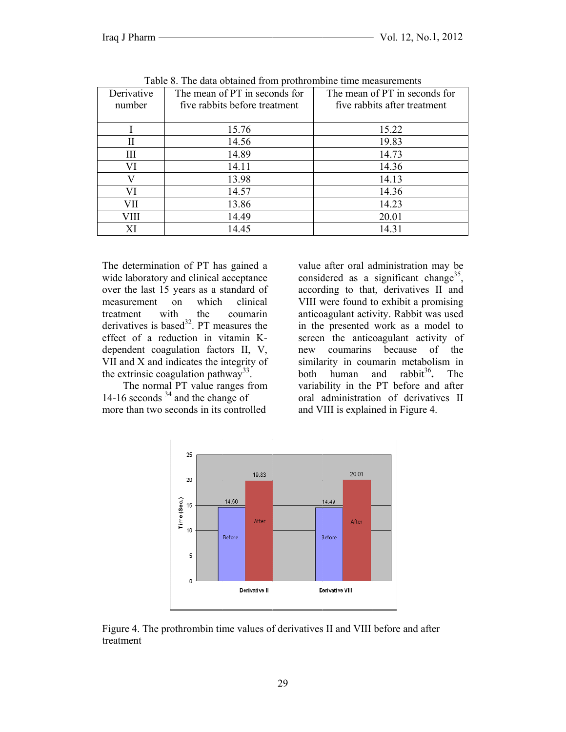Table 8. The data obtained from prothrombine time measurements

| Derivative number | The mean of PT in seconds for five rabbits before treatment | The mean of PT in seconds for five rabbits after treatment |
|---|---|---|
| I | 15.76 | 15.22 |
| II | 14.56 | 19.83 |
| III | 14.89 | 14.73 |
| VI | 14.11 | 14.36 |
| V | 13.98 | 14.13 |
| VI | 14.57 | 14.36 |
| VII | 13.86 | 14.23 |
| VIII | 14.49 | 20.01 |
| XI | 14.45 | 14.31 |

The determination of PT has gained a wide laboratory and clinical acceptance over the last 15 years as a standard of measurement on which clinical treatment with the coumarin derivatives is based[32]. PT measures the effect of a reduction in vitamin K-dependent coagulation factors II, V, VII and X and indicates the integrity of the extrinsic coagulation pathway[33].

The normal PT value ranges from 14-16 seconds [34] and the change of more than two seconds in its controlled value after oral administration may be considered as a significant change[35], according to that, derivatives II and VIII were found to exhibit a promising anticoagulant activity. Rabbit was used in the presented work as a model to screen the anticoagulant activity of new coumarins because of the similarity in coumarin metabolism in both human and rabbit[36]**.** The variability in the PT before and after oral administration of derivatives II and VIII is explained in Figure 4.

Figure 4. The prothrombin time values of derivatives II and VIII before and after treatment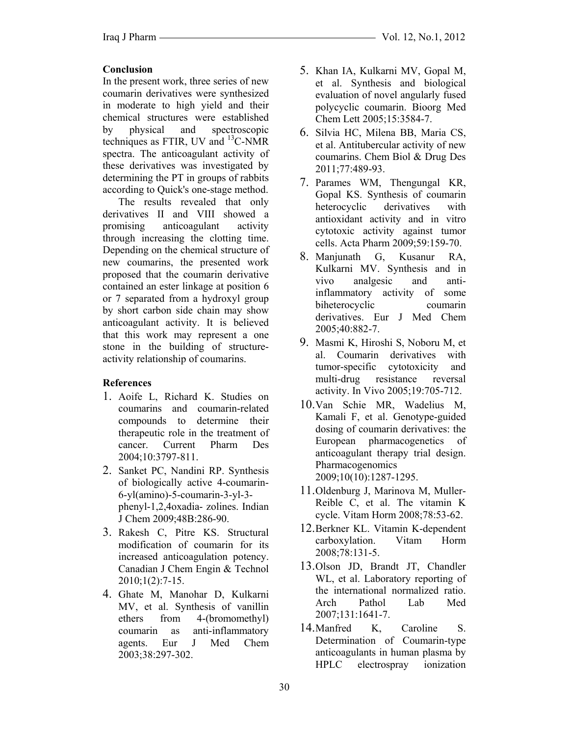## Conclusion

In the present work, three series of new coumarin derivatives were synthesized in moderate to high yield and their chemical structures were established by physical and spectroscopic techniques as FTIR, UV and $^{13}$C-NMR spectra. The anticoagulant activity of these derivatives was investigated by determining the PT in groups of rabbits according to Quick's one-stage method.

The results revealed that only derivatives II and VIII showed a promising anticoagulant activity through increasing the clotting time. Depending on the chemical structure of new coumarins, the presented work proposed that the coumarin derivative contained an ester linkage at position 6 or 7 separated from a hydroxyl group by short carbon side chain may show anticoagulant activity. It is believed that this work may represent a one stone in the building of structure-activity relationship of coumarins.

## References

1. Aoife L, Richard K. Studies on coumarins and coumarin-related compounds to determine their therapeutic role in the treatment of cancer. Current Pharm Des 2004;10:3797-811.
2. Sanket PC, Nandini RP. Synthesis of biologically active 4-coumarin-6-yl(amino)-5-coumarin-3-yl-3-phenyl-1,2,4oxadia- zolines. Indian J Chem 2009;48B:286-90.
3. Rakesh C, Pitre KS. Structural modification of coumarin for its increased anticoagulation potency. Canadian J Chem Engin & Technol 2010;1(2):7-15.
4. Ghate M, Manohar D, Kulkarni MV, et al. Synthesis of vanillin ethers from 4-(bromomethyl) coumarin as anti-inflammatory agents. Eur J Med Chem 2003;38:297-302.
5. Khan IA, Kulkarni MV, Gopal M, et al. Synthesis and biological evaluation of novel angularly fused polycyclic coumarin. Bioorg Med Chem Lett 2005;15:3584-7.
6. Silvia HC, Milena BB, Maria CS, et al. Antitubercular activity of new coumarins. Chem Biol & Drug Des 2011;77:489-93.
7. Parames WM, Thengungal KR, Gopal KS. Synthesis of coumarin heterocyclic derivatives with antioxidant activity and in vitro cytotoxic activity against tumor cells. Acta Pharm 2009;59:159-70.
8. Manjunath G, Kusanur RA, Kulkarni MV. Synthesis and in vivo analgesic and anti-inflammatory activity of some biheterocyclic coumarin derivatives. Eur J Med Chem 2005;40:882-7.
9. Masmi K, Hiroshi S, Noboru M, et al. Coumarin derivatives with tumor-specific cytotoxicity and multi-drug resistance reversal activity. In Vivo 2005;19:705-712.
10. Van Schie MR, Wadelius M, Kamali F, et al. Genotype-guided dosing of coumarin derivatives: the European pharmacogenetics of anticoagulant therapy trial design. Pharmacogenomics 2009;10(10):1287-1295.
11. Oldenburg J, Marinova M, Muller-Reible C, et al. The vitamin K cycle. Vitam Horm 2008;78:53-62.
12. Berkner KL. Vitamin K-dependent carboxylation. Vitam Horm 2008;78:131-5.
13. Olson JD, Brandt JT, Chandler WL, et al. Laboratory reporting of the international normalized ratio. Arch Pathol Lab Med 2007;131:1641-7.
14. Manfred K, Caroline S. Determination of Coumarin-type anticoagulants in human plasma by HPLC electrospray ionization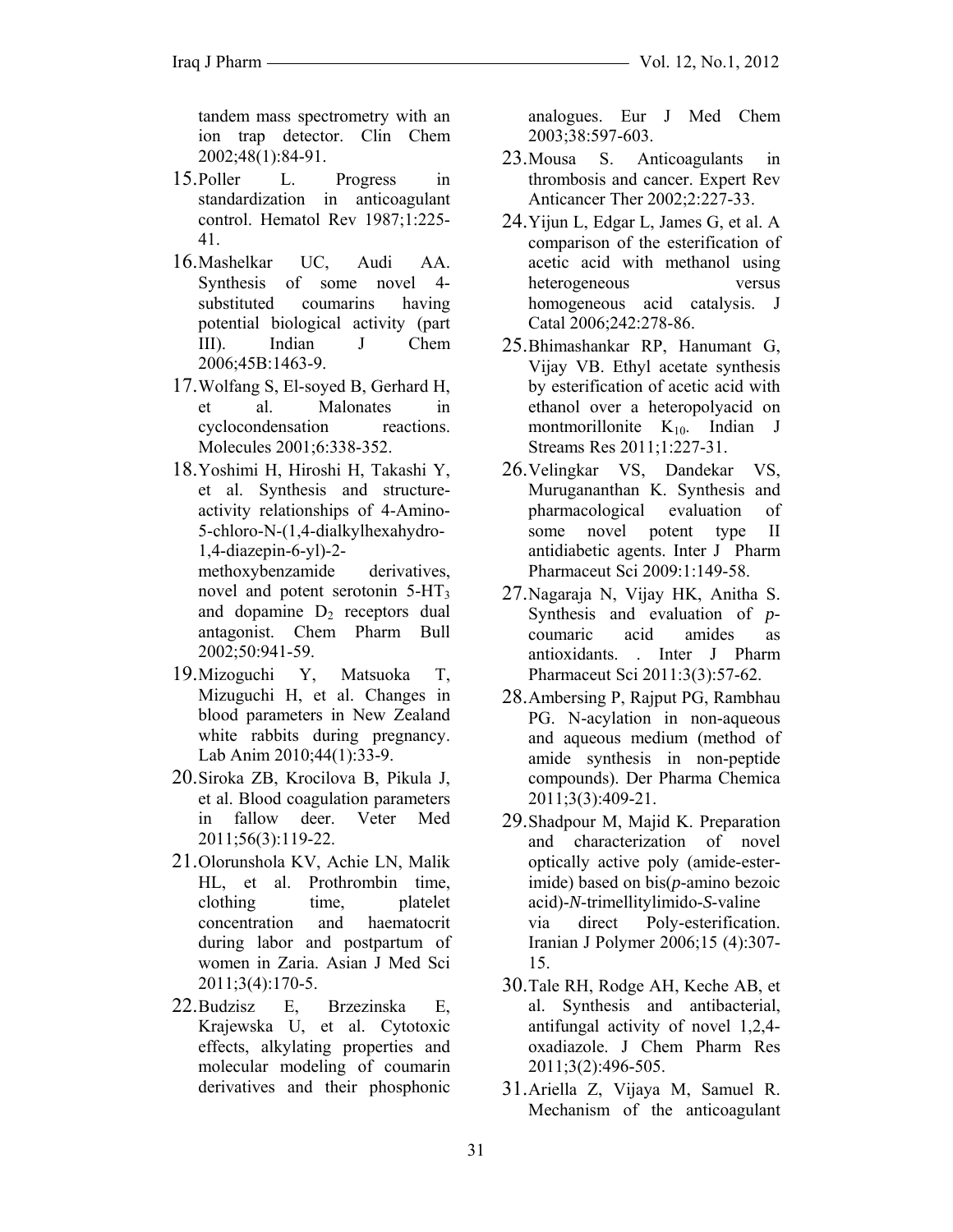tandem mass spectrometry with an ion trap detector. Clin Chem 2002;48(1):84-91.

15. Poller L. Progress in standardization in anticoagulant control. Hematol Rev 1987;1:225-41.

16. Mashelkar UC, Audi AA. Synthesis of some novel 4-substituted coumarins having potential biological activity (part III). Indian J Chem 2006;45B:1463-9.

17. Wolfang S, El-soyed B, Gerhard H, et al. Malonates in cyclocondensation reactions. Molecules 2001;6:338-352.

18. Yoshimi H, Hiroshi H, Takashi Y, et al. Synthesis and structure-activity relationships of 4-Amino-5-chloro-N-(1,4-dialkylhexahydro-1,4-diazepin-6-yl)-2-methoxybenzamide derivatives, novel and potent serotonin 5-$HT_3$ and dopamine $D_2$ receptors dual antagonist. Chem Pharm Bull 2002;50:941-59.

19. Mizoguchi Y, Matsuoka T, Mizuguchi H, et al. Changes in blood parameters in New Zealand white rabbits during pregnancy. Lab Anim 2010;44(1):33-9.

20. Siroka ZB, Krocilova B, Pikula J, et al. Blood coagulation parameters in fallow deer. Veter Med 2011;56(3):119-22.

21. Olorunshola KV, Achie LN, Malik HL, et al. Prothrombin time, clothing time, platelet concentration and haematocrit during labor and postpartum of women in Zaria. Asian J Med Sci 2011;3(4):170-5.

22. Budzisz E, Brzezinska E, Krajewska U, et al. Cytotoxic effects, alkylating properties and molecular modeling of coumarin derivatives and their phosphonic analogues. Eur J Med Chem 2003;38:597-603.

23. Mousa S. Anticoagulants in thrombosis and cancer. Expert Rev Anticancer Ther 2002;2:227-33.

24. Yijun L, Edgar L, James G, et al. A comparison of the esterification of acetic acid with methanol using heterogeneous versus homogeneous acid catalysis. J Catal 2006;242:278-86.

25. Bhimashankar RP, Hanumant G, Vijay VB. Ethyl acetate synthesis by esterification of acetic acid with ethanol over a heteropolyacid on montmorillonite $K_{10}$. Indian J Streams Res 2011;1:227-31.

26. Velingkar VS, Dandekar VS, Murugananthan K. Synthesis and pharmacological evaluation of some novel potent type II antidiabetic agents. Inter J Pharm Pharmaceut Sci 2009:1:149-58.

27. Nagaraja N, Vijay HK, Anitha S. Synthesis and evaluation of *p*-coumaric acid amides as antioxidants. . Inter J Pharm Pharmaceut Sci 2011:3(3):57-62.

28. Ambersing P, Rajput PG, Rambhau PG. N-acylation in non-aqueous and aqueous medium (method of amide synthesis in non-peptide compounds). Der Pharma Chemica 2011;3(3):409-21.

29. Shadpour M, Majid K. Preparation and characterization of novel optically active poly (amide-ester-imide) based on bis(*p*-amino bezoic acid)-*N*-trimellitylimido-*S*-valine via direct Poly-esterification. Iranian J Polymer 2006;15 (4):307-15.

30. Tale RH, Rodge AH, Keche AB, et al. Synthesis and antibacterial, antifungal activity of novel 1,2,4-oxadiazole. J Chem Pharm Res 2011;3(2):496-505.

31. Ariella Z, Vijaya M, Samuel R. Mechanism of the anticoagulant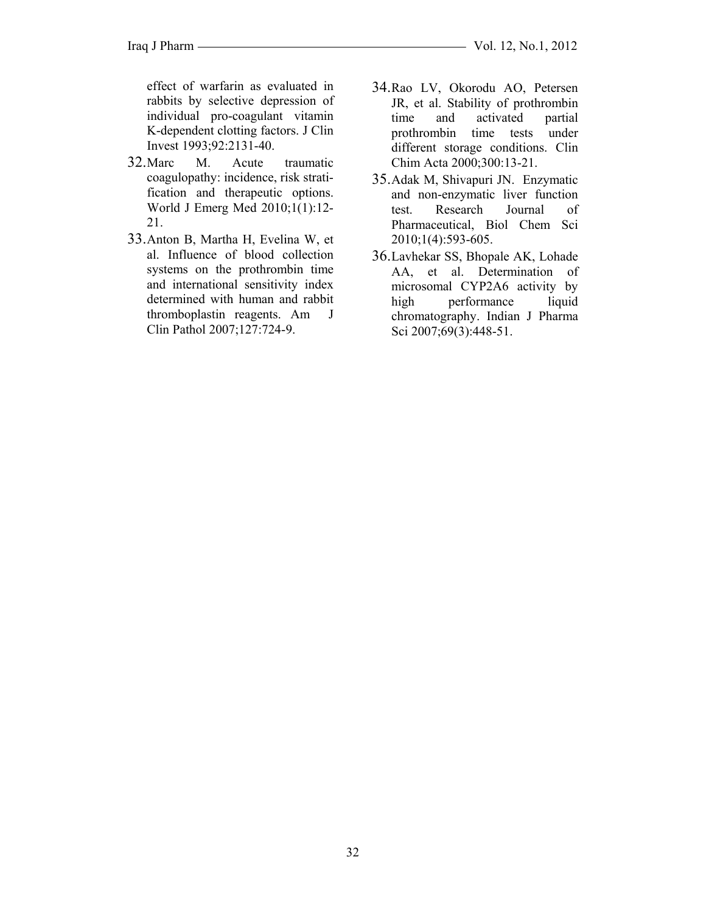effect of warfarin as evaluated in rabbits by selective depression of individual pro-coagulant vitamin K-dependent clotting factors. J Clin Invest 1993;92:2131-40.

32. Marc M. Acute traumatic coagulopathy: incidence, risk stratification and therapeutic options. World J Emerg Med 2010;1(1):12-21.

33. Anton B, Martha H, Evelina W, et al. Influence of blood collection systems on the prothrombin time and international sensitivity index determined with human and rabbit thromboplastin reagents. Am J Clin Pathol 2007;127:724-9.

34. Rao LV, Okorodu AO, Petersen JR, et al. Stability of prothrombin time and activated partial prothrombin time tests under different storage conditions. Clin Chim Acta 2000;300:13-21.

35. Adak M, Shivapuri JN. Enzymatic and non-enzymatic liver function test. Research Journal of Pharmaceutical, Biol Chem Sci 2010;1(4):593-605.

36. Lavhekar SS, Bhopale AK, Lohade AA, et al. Determination of microsomal CYP2A6 activity by high performance liquid chromatography. Indian J Pharma Sci 2007;69(3):448-51.